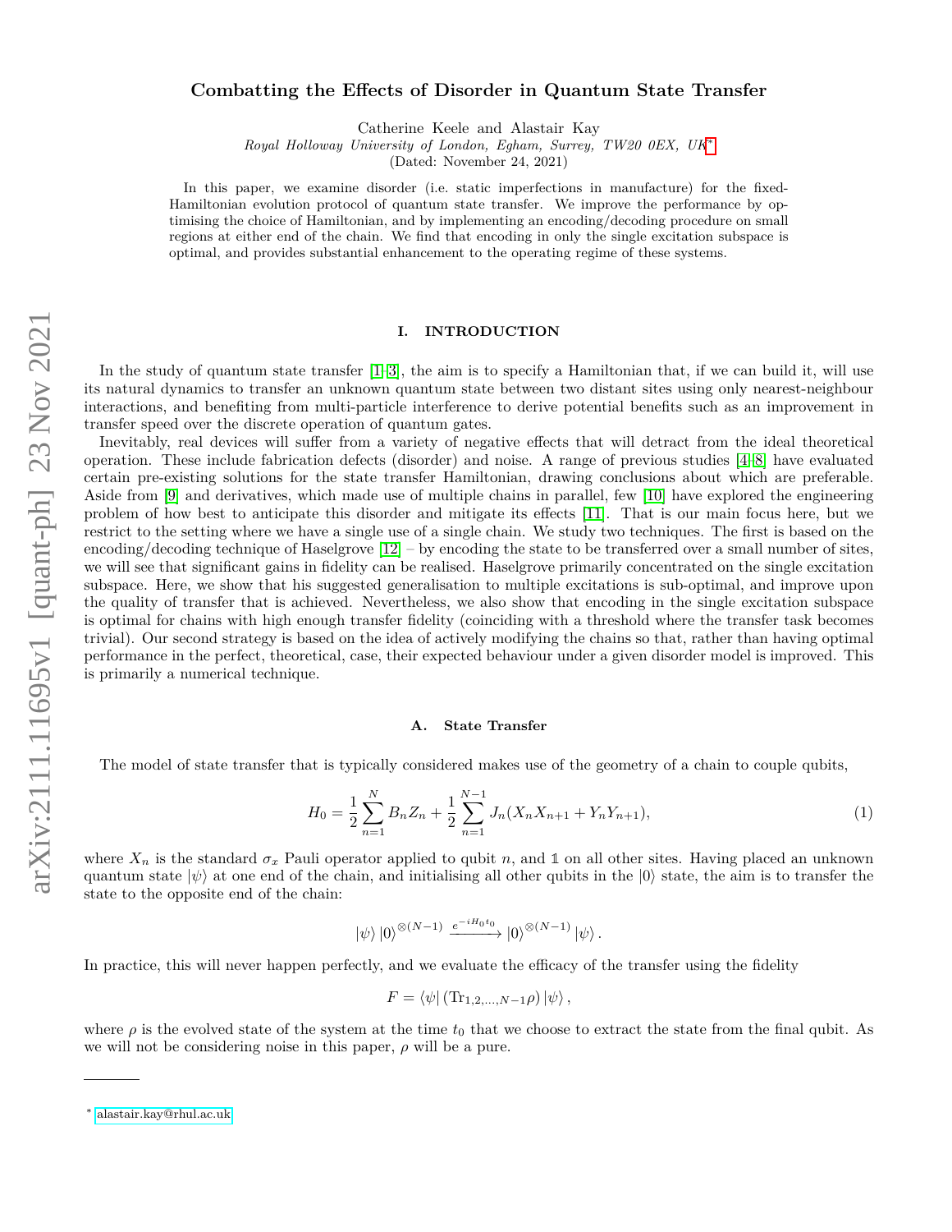# Combatting the Effects of Disorder in Quantum State Transfer

Catherine Keele and Alastair Kay

*Royal Holloway University of London, Egham, Surrey, TW20 0EX, UK*[*]

(Dated: November 24, 2021)

In this paper, we examine disorder (i.e. static imperfections in manufacture) for the fixed-Hamiltonian evolution protocol of quantum state transfer. We improve the performance by optimising the choice of Hamiltonian, and by implementing an encoding/decoding procedure on small regions at either end of the chain. We find that encoding in only the single excitation subspace is optimal, and provides substantial enhancement to the operating regime of these systems.

## I. INTRODUCTION

In the study of quantum state transfer [1–3], the aim is to specify a Hamiltonian that, if we can build it, will use its natural dynamics to transfer an unknown quantum state between two distant sites using only nearest-neighbour interactions, and benefiting from multi-particle interference to derive potential benefits such as an improvement in transfer speed over the discrete operation of quantum gates.

Inevitably, real devices will suffer from a variety of negative effects that will detract from the ideal theoretical operation. These include fabrication defects (disorder) and noise. A range of previous studies [4–8] have evaluated certain pre-existing solutions for the state transfer Hamiltonian, drawing conclusions about which are preferable. Aside from [9] and derivatives, which made use of multiple chains in parallel, few [10] have explored the engineering problem of how best to anticipate this disorder and mitigate its effects [11]. That is our main focus here, but we restrict to the setting where we have a single use of a single chain. We study two techniques. The first is based on the encoding/decoding technique of Haselgrove [12] – by encoding the state to be transferred over a small number of sites, we will see that significant gains in fidelity can be realised. Haselgrove primarily concentrated on the single excitation subspace. Here, we show that his suggested generalisation to multiple excitations is sub-optimal, and improve upon the quality of transfer that is achieved. Nevertheless, we also show that encoding in the single excitation subspace is optimal for chains with high enough transfer fidelity (coinciding with a threshold where the transfer task becomes trivial). Our second strategy is based on the idea of actively modifying the chains so that, rather than having optimal performance in the perfect, theoretical, case, their expected behaviour under a given disorder model is improved. This is primarily a numerical technique.

### A. State Transfer

The model of state transfer that is typically considered makes use of the geometry of a chain to couple qubits,

$$H_0 = \frac{1}{2}\sum_{n=1}^{N} B_n Z_n + \frac{1}{2}\sum_{n=1}^{N-1} J_n (X_n X_{n+1} + Y_n Y_{n+1}), \tag{1}$$

where $X_n$ is the standard $\sigma_x$ Pauli operator applied to qubit $n$, and $\mathbb{1}$ on all other sites. Having placed an unknown quantum state $|\psi\rangle$ at one end of the chain, and initialising all other qubits in the $|0\rangle$ state, the aim is to transfer the state to the opposite end of the chain:

$$|\psi\rangle\,|0\rangle^{\otimes(N-1)} \xrightarrow{e^{-iH_0 t_0}} |0\rangle^{\otimes(N-1)}\,|\psi\rangle\,.$$

In practice, this will never happen perfectly, and we evaluate the efficacy of the transfer using the fidelity

$$F = \langle\psi|\,(\text{Tr}_{1,2,\ldots,N-1}\rho)\,|\psi\rangle\,,$$

where $\rho$ is the evolved state of the system at the time $t_0$ that we choose to extract the state from the final qubit. As we will not be considering noise in this paper, $\rho$ will be a pure.

---

[*] alastair.kay@rhul.ac.uk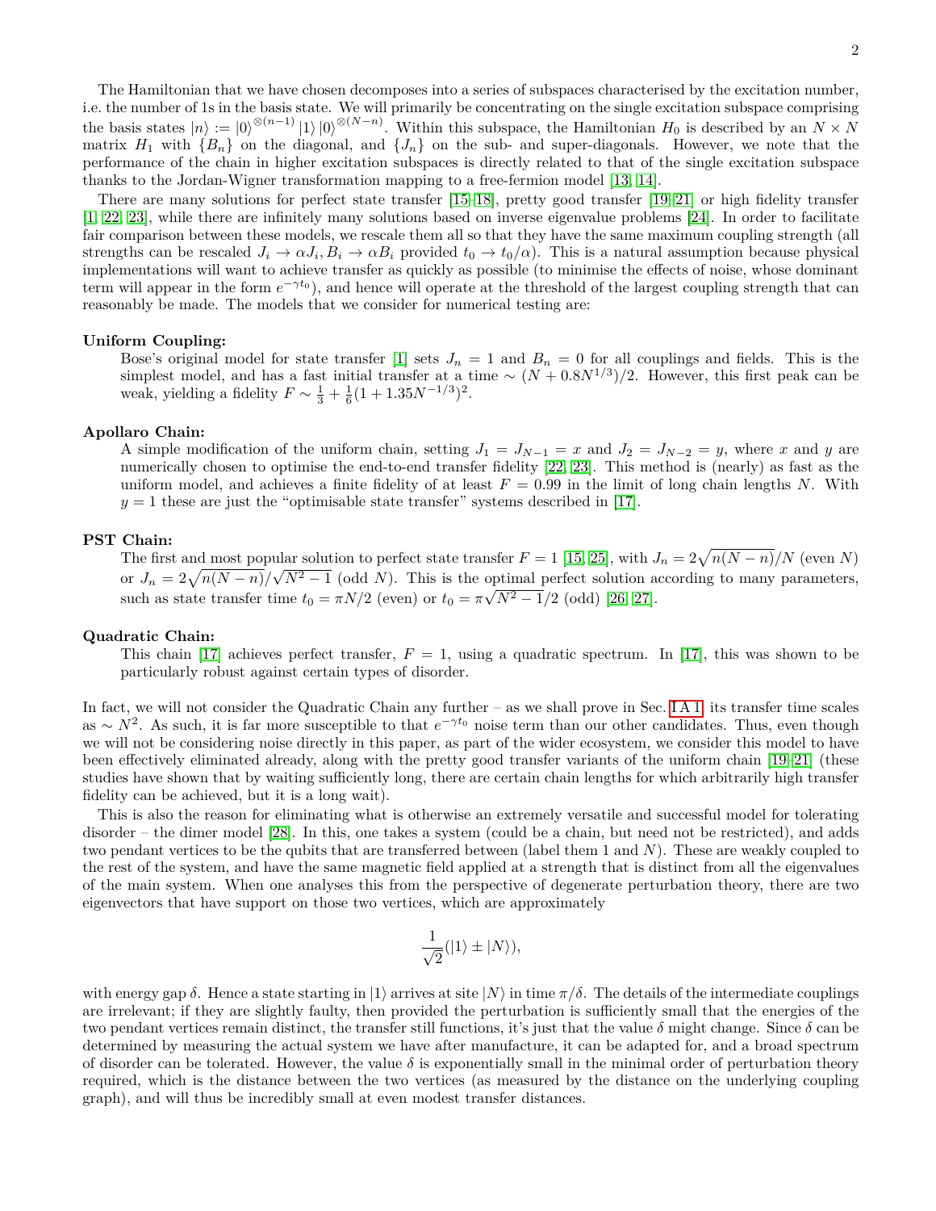The Hamiltonian that we have chosen decomposes into a series of subspaces characterised by the excitation number, i.e. the number of 1s in the basis state. We will primarily be concentrating on the single excitation subspace comprising the basis states $|n\rangle := |0\rangle^{\otimes(n-1)}|1\rangle|0\rangle^{\otimes(N-n)}$. Within this subspace, the Hamiltonian $H_0$ is described by an $N \times N$ matrix $H_1$ with $\{B_n\}$ on the diagonal, and $\{J_n\}$ on the sub- and super-diagonals. However, we note that the performance of the chain in higher excitation subspaces is directly related to that of the single excitation subspace thanks to the Jordan-Wigner transformation mapping to a free-fermion model [13, 14].

There are many solutions for perfect state transfer [15–18], pretty good transfer [19–21] or high fidelity transfer [1, 22, 23], while there are infinitely many solutions based on inverse eigenvalue problems [24]. In order to facilitate fair comparison between these models, we rescale them all so that they have the same maximum coupling strength (all strengths can be rescaled $J_i \to \alpha J_i, B_i \to \alpha B_i$ provided $t_0 \to t_0/\alpha$). This is a natural assumption because physical implementations will want to achieve transfer as quickly as possible (to minimise the effects of noise, whose dominant term will appear in the form $e^{-\gamma t_0}$), and hence will operate at the threshold of the largest coupling strength that can reasonably be made. The models that we consider for numerical testing are:

**Uniform Coupling:**
Bose's original model for state transfer [1] sets $J_n = 1$ and $B_n = 0$ for all couplings and fields. This is the simplest model, and has a fast initial transfer at a time $\sim (N + 0.8N^{1/3})/2$. However, this first peak can be weak, yielding a fidelity $F \sim \frac{1}{3} + \frac{1}{6}(1 + 1.35N^{-1/3})^2$.

**Apollaro Chain:**
A simple modification of the uniform chain, setting $J_1 = J_{N-1} = x$ and $J_2 = J_{N-2} = y$, where $x$ and $y$ are numerically chosen to optimise the end-to-end transfer fidelity [22, 23]. This method is (nearly) as fast as the uniform model, and achieves a finite fidelity of at least $F = 0.99$ in the limit of long chain lengths $N$. With $y = 1$ these are just the "optimisable state transfer" systems described in [17].

**PST Chain:**
The first and most popular solution to perfect state transfer $F = 1$ [15, 25], with $J_n = 2\sqrt{n(N-n)}/N$ (even $N$) or $J_n = 2\sqrt{n(N-n)}/\sqrt{N^2-1}$ (odd $N$). This is the optimal perfect solution according to many parameters, such as state transfer time $t_0 = \pi N/2$ (even) or $t_0 = \pi\sqrt{N^2-1}/2$ (odd) [26, 27].

**Quadratic Chain:**
This chain [17] achieves perfect transfer, $F = 1$, using a quadratic spectrum. In [17], this was shown to be particularly robust against certain types of disorder.

In fact, we will not consider the Quadratic Chain any further – as we shall prove in Sec. I A 1, its transfer time scales as $\sim N^2$. As such, it is far more susceptible to that $e^{-\gamma t_0}$ noise term than our other candidates. Thus, even though we will not be considering noise directly in this paper, as part of the wider ecosystem, we consider this model to have been effectively eliminated already, along with the pretty good transfer variants of the uniform chain [19–21] (these studies have shown that by waiting sufficiently long, there are certain chain lengths for which arbitrarily high transfer fidelity can be achieved, but it is a long wait).

This is also the reason for eliminating what is otherwise an extremely versatile and successful model for tolerating disorder – the dimer model [28]. In this, one takes a system (could be a chain, but need not be restricted), and adds two pendant vertices to be the qubits that are transferred between (label them 1 and $N$). These are weakly coupled to the rest of the system, and have the same magnetic field applied at a strength that is distinct from all the eigenvalues of the main system. When one analyses this from the perspective of degenerate perturbation theory, there are two eigenvectors that have support on those two vertices, which are approximately

$$\frac{1}{\sqrt{2}}(|1\rangle \pm |N\rangle),$$

with energy gap $\delta$. Hence a state starting in $|1\rangle$ arrives at site $|N\rangle$ in time $\pi/\delta$. The details of the intermediate couplings are irrelevant; if they are slightly faulty, then provided the perturbation is sufficiently small that the energies of the two pendant vertices remain distinct, the transfer still functions, it's just that the value $\delta$ might change. Since $\delta$ can be determined by measuring the actual system we have after manufacture, it can be adapted for, and a broad spectrum of disorder can be tolerated. However, the value $\delta$ is exponentially small in the minimal order of perturbation theory required, which is the distance between the two vertices (as measured by the distance on the underlying coupling graph), and will thus be incredibly small at even modest transfer distances.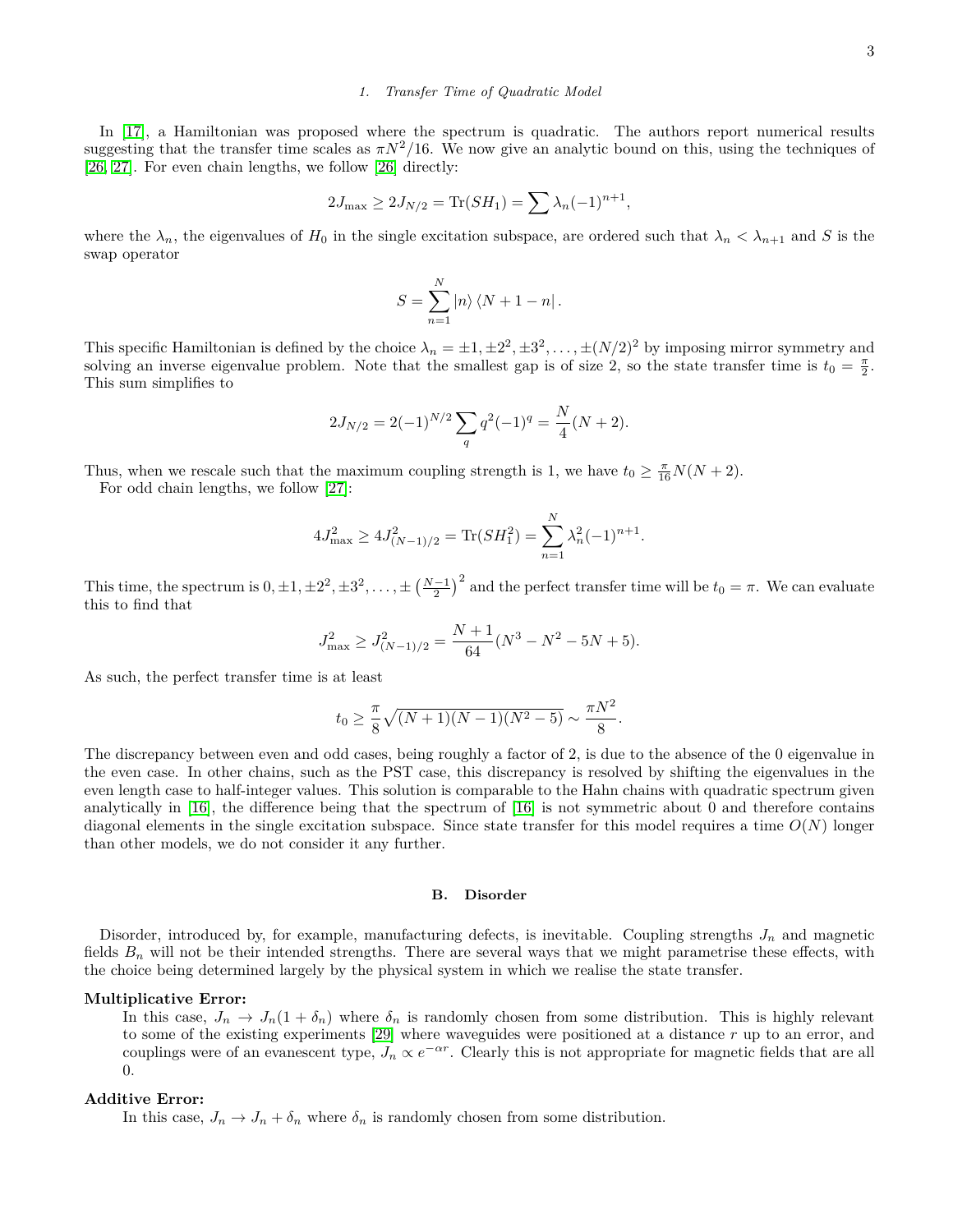#### 1. Transfer Time of Quadratic Model

In [17], a Hamiltonian was proposed where the spectrum is quadratic. The authors report numerical results suggesting that the transfer time scales as $\pi N^2/16$. We now give an analytic bound on this, using the techniques of [26, 27]. For even chain lengths, we follow [26] directly:

$$2J_{\max} \geq 2J_{N/2} = \text{Tr}(SH_1) = \sum \lambda_n (-1)^{n+1},$$

where the $\lambda_n$, the eigenvalues of $H_0$ in the single excitation subspace, are ordered such that $\lambda_n < \lambda_{n+1}$ and $S$ is the swap operator

$$S = \sum_{n=1}^{N} |n\rangle \langle N+1-n| .$$

This specific Hamiltonian is defined by the choice $\lambda_n = \pm 1, \pm 2^2, \pm 3^2, \ldots, \pm (N/2)^2$ by imposing mirror symmetry and solving an inverse eigenvalue problem. Note that the smallest gap is of size 2, so the state transfer time is $t_0 = \frac{\pi}{2}$. This sum simplifies to

$$2J_{N/2} = 2(-1)^{N/2} \sum_q q^2 (-1)^q = \frac{N}{4}(N+2).$$

Thus, when we rescale such that the maximum coupling strength is 1, we have $t_0 \geq \frac{\pi}{16} N(N+2)$.

For odd chain lengths, we follow [27]:

$$4J_{\max}^2 \geq 4J_{(N-1)/2}^2 = \text{Tr}(SH_1^2) = \sum_{n=1}^{N} \lambda_n^2 (-1)^{n+1}.$$

This time, the spectrum is $0, \pm 1, \pm 2^2, \pm 3^2, \ldots, \pm \left(\frac{N-1}{2}\right)^2$ and the perfect transfer time will be $t_0 = \pi$. We can evaluate this to find that

$$J_{\max}^2 \geq J_{(N-1)/2}^2 = \frac{N+1}{64}(N^3 - N^2 - 5N + 5).$$

As such, the perfect transfer time is at least

$$t_0 \geq \frac{\pi}{8} \sqrt{(N+1)(N-1)(N^2-5)} \sim \frac{\pi N^2}{8}.$$

The discrepancy between even and odd cases, being roughly a factor of 2, is due to the absence of the 0 eigenvalue in the even case. In other chains, such as the PST case, this discrepancy is resolved by shifting the eigenvalues in the even length case to half-integer values. This solution is comparable to the Hahn chains with quadratic spectrum given analytically in [16], the difference being that the spectrum of [16] is not symmetric about 0 and therefore contains diagonal elements in the single excitation subspace. Since state transfer for this model requires a time $O(N)$ longer than other models, we do not consider it any further.

## B. Disorder

Disorder, introduced by, for example, manufacturing defects, is inevitable. Coupling strengths $J_n$ and magnetic fields $B_n$ will not be their intended strengths. There are several ways that we might parametrise these effects, with the choice being determined largely by the physical system in which we realise the state transfer.

**Multiplicative Error:**

In this case, $J_n \to J_n(1+\delta_n)$ where $\delta_n$ is randomly chosen from some distribution. This is highly relevant to some of the existing experiments [29] where waveguides were positioned at a distance $r$ up to an error, and couplings were of an evanescent type, $J_n \propto e^{-\alpha r}$. Clearly this is not appropriate for magnetic fields that are all 0.

**Additive Error:**

In this case, $J_n \to J_n + \delta_n$ where $\delta_n$ is randomly chosen from some distribution.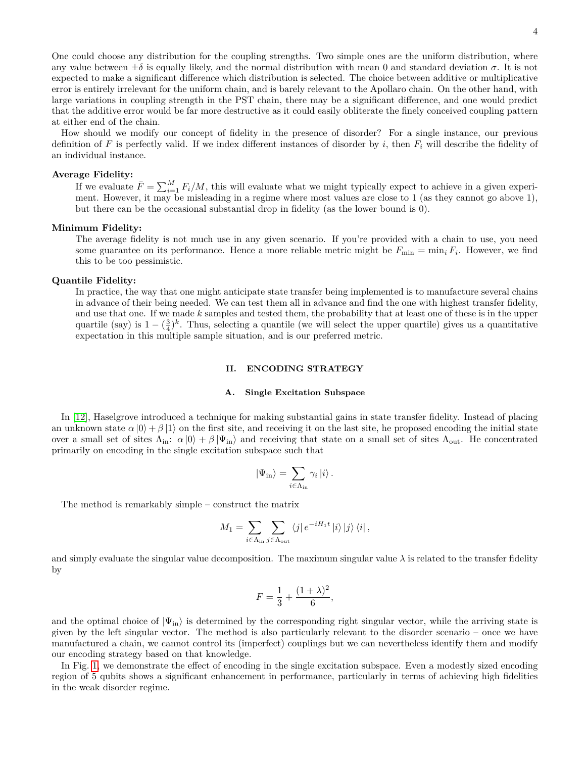One could choose any distribution for the coupling strengths. Two simple ones are the uniform distribution, where any value between $\pm\delta$ is equally likely, and the normal distribution with mean 0 and standard deviation $\sigma$. It is not expected to make a significant difference which distribution is selected. The choice between additive or multiplicative error is entirely irrelevant for the uniform chain, and is barely relevant to the Apollaro chain. On the other hand, with large variations in coupling strength in the PST chain, there may be a significant difference, and one would predict that the additive error would be far more destructive as it could easily obliterate the finely conceived coupling pattern at either end of the chain.

How should we modify our concept of fidelity in the presence of disorder? For a single instance, our previous definition of $F$ is perfectly valid. If we index different instances of disorder by $i$, then $F_i$ will describe the fidelity of an individual instance.

**Average Fidelity:**

If we evaluate $\bar{F} = \sum_{i=1}^{M} F_i/M$, this will evaluate what we might typically expect to achieve in a given experiment. However, it may be misleading in a regime where most values are close to 1 (as they cannot go above 1), but there can be the occasional substantial drop in fidelity (as the lower bound is 0).

**Minimum Fidelity:**

The average fidelity is not much use in any given scenario. If you're provided with a chain to use, you need some guarantee on its performance. Hence a more reliable metric might be $F_{\min} = \min_i F_i$. However, we find this to be too pessimistic.

**Quantile Fidelity:**

In practice, the way that one might anticipate state transfer being implemented is to manufacture several chains in advance of their being needed. We can test them all in advance and find the one with highest transfer fidelity, and use that one. If we made $k$ samples and tested them, the probability that at least one of these is in the upper quartile (say) is $1 - (\frac{3}{4})^k$. Thus, selecting a quantile (we will select the upper quartile) gives us a quantitative expectation in this multiple sample situation, and is our preferred metric.

## II. ENCODING STRATEGY

### A. Single Excitation Subspace

In [12], Haselgrove introduced a technique for making substantial gains in state transfer fidelity. Instead of placing an unknown state $\alpha|0\rangle + \beta|1\rangle$ on the first site, and receiving it on the last site, he proposed encoding the initial state over a small set of sites $\Lambda_{\text{in}}$: $\alpha|0\rangle + \beta|\Psi_{\text{in}}\rangle$ and receiving that state on a small set of sites $\Lambda_{\text{out}}$. He concentrated primarily on encoding in the single excitation subspace such that

$$|\Psi_{\text{in}}\rangle = \sum_{i\in\Lambda_{\text{in}}} \gamma_i |i\rangle .$$

The method is remarkably simple – construct the matrix

$$M_1 = \sum_{i\in\Lambda_{\text{in}}} \sum_{j\in\Lambda_{\text{out}}} \langle j| e^{-iH_1 t} |i\rangle |j\rangle \langle i| ,$$

and simply evaluate the singular value decomposition. The maximum singular value $\lambda$ is related to the transfer fidelity by

$$F = \frac{1}{3} + \frac{(1+\lambda)^2}{6},$$

and the optimal choice of $|\Psi_{\text{in}}\rangle$ is determined by the corresponding right singular vector, while the arriving state is given by the left singular vector. The method is also particularly relevant to the disorder scenario – once we have manufactured a chain, we cannot control its (imperfect) couplings but we can nevertheless identify them and modify our encoding strategy based on that knowledge.

In Fig. 1, we demonstrate the effect of encoding in the single excitation subspace. Even a modestly sized encoding region of 5 qubits shows a significant enhancement in performance, particularly in terms of achieving high fidelities in the weak disorder regime.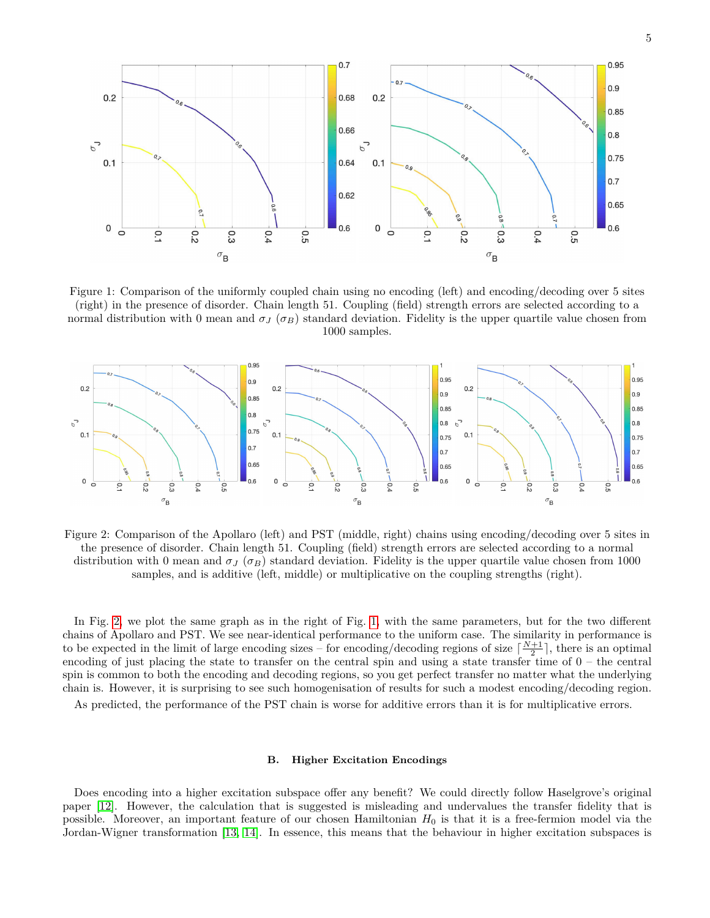Figure 1: Comparison of the uniformly coupled chain using no encoding (left) and encoding/decoding over 5 sites (right) in the presence of disorder. Chain length 51. Coupling (field) strength errors are selected according to a normal distribution with 0 mean and $\sigma_J$ ($\sigma_B$) standard deviation. Fidelity is the upper quartile value chosen from 1000 samples.

Figure 2: Comparison of the Apollaro (left) and PST (middle, right) chains using encoding/decoding over 5 sites in the presence of disorder. Chain length 51. Coupling (field) strength errors are selected according to a normal distribution with 0 mean and $\sigma_J$ ($\sigma_B$) standard deviation. Fidelity is the upper quartile value chosen from 1000 samples, and is additive (left, middle) or multiplicative on the coupling strengths (right).

In Fig. 2, we plot the same graph as in the right of Fig. 1, with the same parameters, but for the two different chains of Apollaro and PST. We see near-identical performance to the uniform case. The similarity in performance is to be expected in the limit of large encoding sizes – for encoding/decoding regions of size $\lceil \frac{N+1}{2} \rceil$, there is an optimal encoding of just placing the state to transfer on the central spin and using a state transfer time of 0 – the central spin is common to both the encoding and decoding regions, so you get perfect transfer no matter what the underlying chain is. However, it is surprising to see such homogenisation of results for such a modest encoding/decoding region.

As predicted, the performance of the PST chain is worse for additive errors than it is for multiplicative errors.

### B. Higher Excitation Encodings

Does encoding into a higher excitation subspace offer any benefit? We could directly follow Haselgrove's original paper [12]. However, the calculation that is suggested is misleading and undervalues the transfer fidelity that is possible. Moreover, an important feature of our chosen Hamiltonian $H_0$ is that it is a free-fermion model via the Jordan-Wigner transformation [13, 14]. In essence, this means that the behaviour in higher excitation subspaces is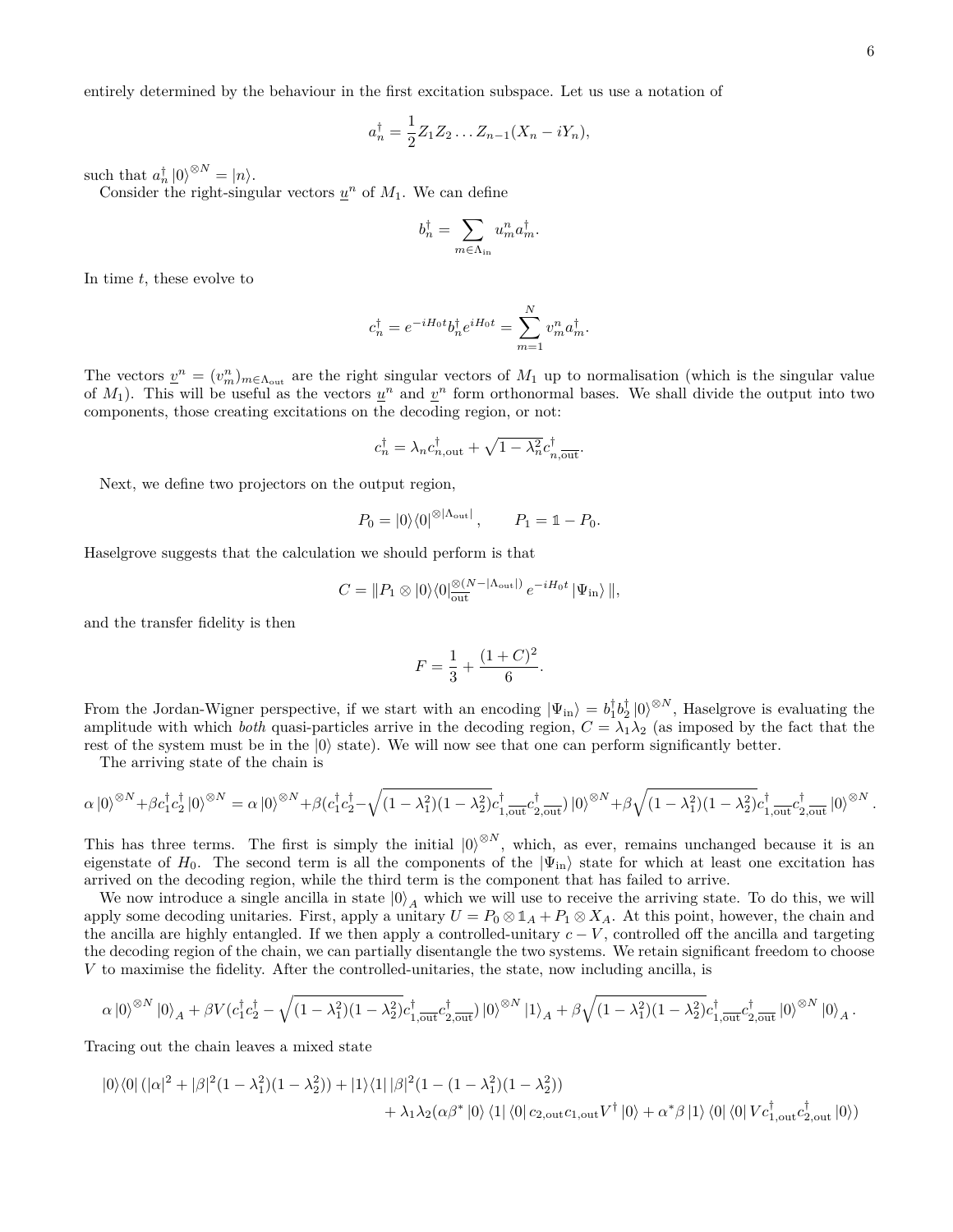entirely determined by the behaviour in the first excitation subspace. Let us use a notation of

$$a_n^\dagger = \frac{1}{2} Z_1 Z_2 \dots Z_{n-1}(X_n - iY_n),$$

such that $a_n^\dagger |0\rangle^{\otimes N} = |n\rangle$.

Consider the right-singular vectors $\underline{u}^n$ of $M_1$. We can define

$$b_n^\dagger = \sum_{m\in\Lambda_{\text{in}}} u_m^n a_m^\dagger.$$

In time $t$, these evolve to

$$c_n^\dagger = e^{-iH_0 t} b_n^\dagger e^{iH_0 t} = \sum_{m=1}^{N} v_m^n a_m^\dagger.$$

The vectors $\underline{v}^n = (v_m^n)_{m\in\Lambda_{\text{out}}}$ are the right singular vectors of $M_1$ up to normalisation (which is the singular value of $M_1$). This will be useful as the vectors $\underline{u}^n$ and $\underline{v}^n$ form orthonormal bases. We shall divide the output into two components, those creating excitations on the decoding region, or not:

$$c_n^\dagger = \lambda_n c_{n,\text{out}}^\dagger + \sqrt{1-\lambda_n^2} c_{n,\overline{\text{out}}}^\dagger.$$

Next, we define two projectors on the output region,

$$P_0 = |0\rangle\langle 0|^{\otimes|\Lambda_{\text{out}}|}, \qquad P_1 = \mathbb{1} - P_0.$$

Haselgrove suggests that the calculation we should perform is that

$$C = \| P_1 \otimes |0\rangle\langle 0|_{\overline{\text{out}}}^{\otimes(N-|\Lambda_{\text{out}}|)} e^{-iH_0 t} |\Psi_{\text{in}}\rangle \|,$$

and the transfer fidelity is then

$$F = \frac{1}{3} + \frac{(1+C)^2}{6}.$$

From the Jordan-Wigner perspective, if we start with an encoding $|\Psi_{\text{in}}\rangle = b_1^\dagger b_2^\dagger |0\rangle^{\otimes N}$, Haselgrove is evaluating the amplitude with which *both* quasi-particles arrive in the decoding region, $C = \lambda_1\lambda_2$ (as imposed by the fact that the rest of the system must be in the $|0\rangle$ state). We will now see that one can perform significantly better.

The arriving state of the chain is

$$\alpha |0\rangle^{\otimes N} + \beta c_1^\dagger c_2^\dagger |0\rangle^{\otimes N} = \alpha |0\rangle^{\otimes N} + \beta(c_1^\dagger c_2^\dagger - \sqrt{(1-\lambda_1^2)(1-\lambda_2^2)} c_{1,\overline{\text{out}}}^\dagger c_{2,\overline{\text{out}}}^\dagger) |0\rangle^{\otimes N} + \beta\sqrt{(1-\lambda_1^2)(1-\lambda_2^2)} c_{1,\overline{\text{out}}}^\dagger c_{2,\overline{\text{out}}}^\dagger |0\rangle^{\otimes N}.$$

This has three terms. The first is simply the initial $|0\rangle^{\otimes N}$, which, as ever, remains unchanged because it is an eigenstate of $H_0$. The second term is all the components of the $|\Psi_{\text{in}}\rangle$ state for which at least one excitation has arrived on the decoding region, while the third term is the component that has failed to arrive.

We now introduce a single ancilla in state $|0\rangle_A$ which we will use to receive the arriving state. To do this, we will apply some decoding unitaries. First, apply a unitary $U = P_0 \otimes \mathbb{1}_A + P_1 \otimes X_A$. At this point, however, the chain and the ancilla are highly entangled. If we then apply a controlled-unitary $c-V$, controlled off the ancilla and targeting the decoding region of the chain, we can partially disentangle the two systems. We retain significant freedom to choose $V$ to maximise the fidelity. After the controlled-unitaries, the state, now including ancilla, is

$$\alpha |0\rangle^{\otimes N} |0\rangle_A + \beta V(c_1^\dagger c_2^\dagger - \sqrt{(1-\lambda_1^2)(1-\lambda_2^2)} c_{1,\overline{\text{out}}}^\dagger c_{2,\overline{\text{out}}}^\dagger) |0\rangle^{\otimes N} |1\rangle_A + \beta\sqrt{(1-\lambda_1^2)(1-\lambda_2^2)} c_{1,\overline{\text{out}}}^\dagger c_{2,\overline{\text{out}}}^\dagger |0\rangle^{\otimes N} |0\rangle_A.$$

Tracing out the chain leaves a mixed state

$$|0\rangle\langle 0| (|\alpha|^2 + |\beta|^2(1-\lambda_1^2)(1-\lambda_2^2)) + |1\rangle\langle 1| |\beta|^2(1-(1-\lambda_1^2)(1-\lambda_2^2))$$
$$+ \lambda_1\lambda_2(\alpha\beta^* |0\rangle\langle 1| \langle 0| c_{2,\text{out}} c_{1,\text{out}} V^\dagger |0\rangle + \alpha^*\beta |1\rangle\langle 0| \langle 0| V c_{1,\text{out}}^\dagger c_{2,\text{out}}^\dagger |0\rangle)$$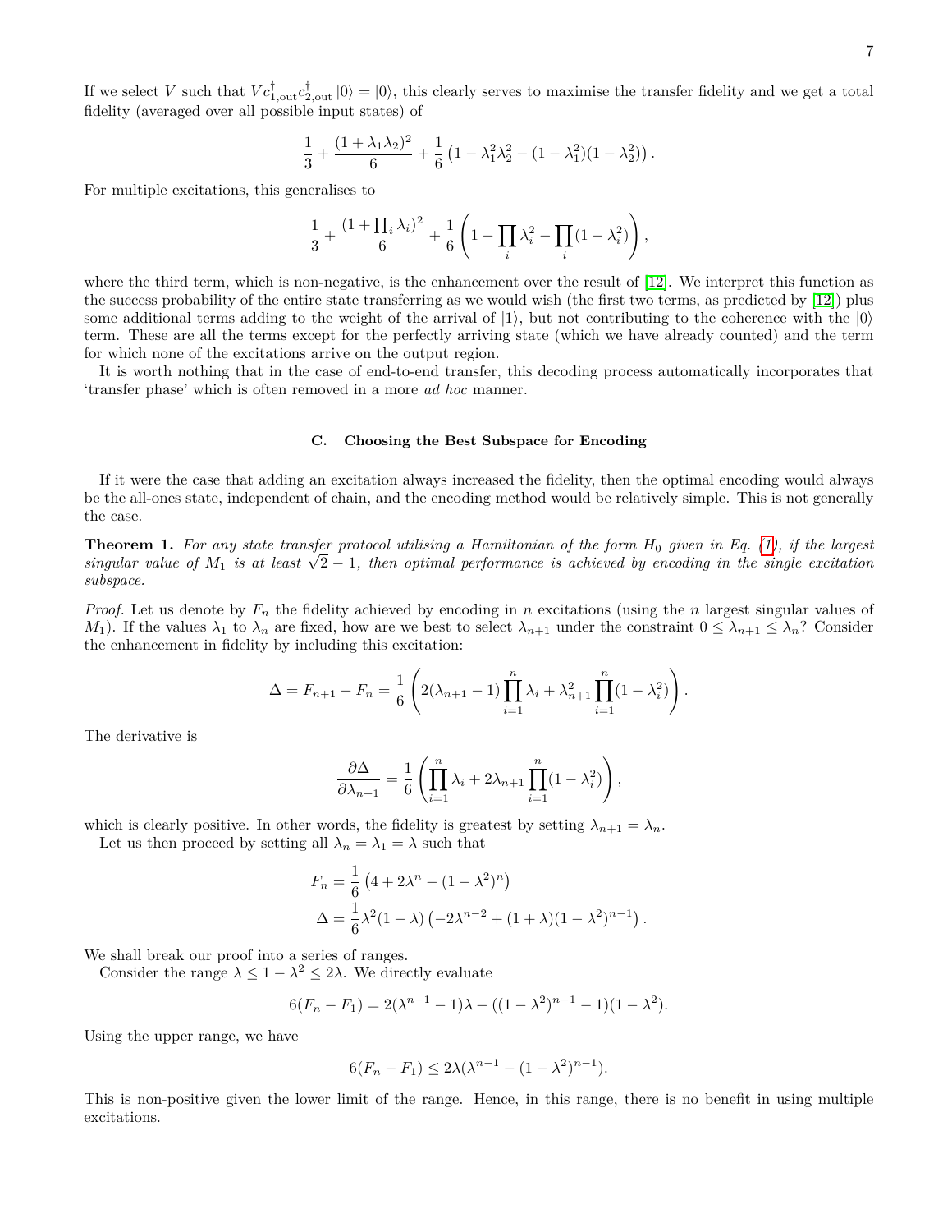If we select $V$ such that $Vc^\dagger_{1,\text{out}}c^\dagger_{2,\text{out}}|0\rangle = |0\rangle$, this clearly serves to maximise the transfer fidelity and we get a total fidelity (averaged over all possible input states) of

$$\frac{1}{3} + \frac{(1+\lambda_1\lambda_2)^2}{6} + \frac{1}{6}\left(1 - \lambda_1^2\lambda_2^2 - (1-\lambda_1^2)(1-\lambda_2^2)\right).$$

For multiple excitations, this generalises to

$$\frac{1}{3} + \frac{(1+\prod_i \lambda_i)^2}{6} + \frac{1}{6}\left(1 - \prod_i \lambda_i^2 - \prod_i (1-\lambda_i^2)\right),$$

where the third term, which is non-negative, is the enhancement over the result of [12]. We interpret this function as the success probability of the entire state transferring as we would wish (the first two terms, as predicted by [12]) plus some additional terms adding to the weight of the arrival of $|1\rangle$, but not contributing to the coherence with the $|0\rangle$ term. These are all the terms except for the perfectly arriving state (which we have already counted) and the term for which none of the excitations arrive on the output region.

It is worth nothing that in the case of end-to-end transfer, this decoding process automatically incorporates that 'transfer phase' which is often removed in a more *ad hoc* manner.

### C. Choosing the Best Subspace for Encoding

If it were the case that adding an excitation always increased the fidelity, then the optimal encoding would always be the all-ones state, independent of chain, and the encoding method would be relatively simple. This is not generally the case.

**Theorem 1.** *For any state transfer protocol utilising a Hamiltonian of the form $H_0$ given in Eq. (1), if the largest singular value of $M_1$ is at least $\sqrt{2}-1$, then optimal performance is achieved by encoding in the single excitation subspace.*

*Proof.* Let us denote by $F_n$ the fidelity achieved by encoding in $n$ excitations (using the $n$ largest singular values of $M_1$). If the values $\lambda_1$ to $\lambda_n$ are fixed, how are we best to select $\lambda_{n+1}$ under the constraint $0 \leq \lambda_{n+1} \leq \lambda_n$? Consider the enhancement in fidelity by including this excitation:

$$\Delta = F_{n+1} - F_n = \frac{1}{6}\left(2(\lambda_{n+1}-1)\prod_{i=1}^{n}\lambda_i + \lambda_{n+1}^2\prod_{i=1}^{n}(1-\lambda_i^2)\right).$$

The derivative is

$$\frac{\partial \Delta}{\partial \lambda_{n+1}} = \frac{1}{6}\left(\prod_{i=1}^{n}\lambda_i + 2\lambda_{n+1}\prod_{i=1}^{n}(1-\lambda_i^2)\right),$$

which is clearly positive. In other words, the fidelity is greatest by setting $\lambda_{n+1} = \lambda_n$.

Let us then proceed by setting all $\lambda_n = \lambda_1 = \lambda$ such that

$$F_n = \frac{1}{6}\left(4 + 2\lambda^n - (1-\lambda^2)^n\right)$$
$$\Delta = \frac{1}{6}\lambda^2(1-\lambda)\left(-2\lambda^{n-2} + (1+\lambda)(1-\lambda^2)^{n-1}\right).$$

We shall break our proof into a series of ranges.

Consider the range $\lambda \leq 1-\lambda^2 \leq 2\lambda$. We directly evaluate

$$6(F_n - F_1) = 2(\lambda^{n-1}-1)\lambda - ((1-\lambda^2)^{n-1}-1)(1-\lambda^2).$$

Using the upper range, we have

$$6(F_n - F_1) \leq 2\lambda(\lambda^{n-1} - (1-\lambda^2)^{n-1}).$$

This is non-positive given the lower limit of the range. Hence, in this range, there is no benefit in using multiple excitations.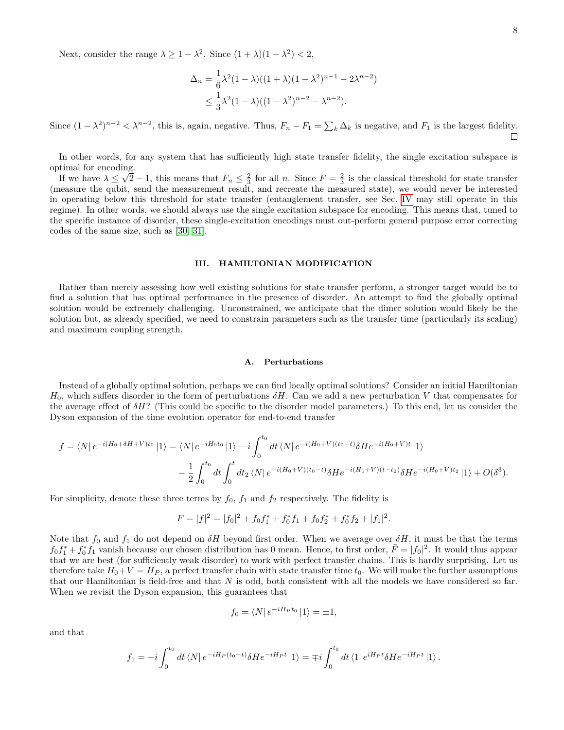Next, consider the range $\lambda \geq 1-\lambda^2$. Since $(1+\lambda)(1-\lambda^2) < 2$,

$$
\begin{aligned}
\Delta_n &= \frac{1}{6}\lambda^2(1-\lambda)((1+\lambda)(1-\lambda^2)^{n-1} - 2\lambda^{n-2}) \\
&\leq \frac{1}{3}\lambda^2(1-\lambda)((1-\lambda^2)^{n-2} - \lambda^{n-2}).
\end{aligned}
$$

Since $(1-\lambda^2)^{n-2} < \lambda^{n-2}$, this is, again, negative. Thus, $F_n - F_1 = \sum_k \Delta_k$ is negative, and $F_1$ is the largest fidelity. □

In other words, for any system that has sufficiently high state transfer fidelity, the single excitation subspace is optimal for encoding.

If we have $\lambda \leq \sqrt{2}-1$, this means that $F_n \leq \frac{2}{3}$ for all $n$. Since $F = \frac{2}{3}$ is the classical threshold for state transfer (measure the qubit, send the measurement result, and recreate the measured state), we would never be interested in operating below this threshold for state transfer (entanglement transfer, see Sec. IV may still operate in this regime). In other words, we should always use the single excitation subspace for encoding. This means that, tuned to the specific instance of disorder, these single-excitation encodings must out-perform general purpose error correcting codes of the same size, such as [30, 31].

## III. HAMILTONIAN MODIFICATION

Rather than merely assessing how well existing solutions for state transfer perform, a stronger target would be to find a solution that has optimal performance in the presence of disorder. An attempt to find the globally optimal solution would be extremely challenging. Unconstrained, we anticipate that the dimer solution would likely be the solution but, as already specified, we need to constrain parameters such as the transfer time (particularly its scaling) and maximum coupling strength.

### A. Perturbations

Instead of a globally optimal solution, perhaps we can find locally optimal solutions? Consider an initial Hamiltonian $H_0$, which suffers disorder in the form of perturbations $\delta H$. Can we add a new perturbation $V$ that compensates for the average effect of $\delta H$? (This could be specific to the disorder model parameters.) To this end, let us consider the Dyson expansion of the time evolution operator for end-to-end transfer

$$
\begin{aligned}
f = \langle N| e^{-i(H_0+\delta H+V)t_0} |1\rangle = \langle N| e^{-iH_0 t_0} |1\rangle - i\int_0^{t_0} dt\, \langle N| e^{-i(H_0+V)(t_0-t)}\delta H e^{-i(H_0+V)t} |1\rangle \\
- \frac{1}{2}\int_0^{t_0} dt \int_0^{t} dt_2\, \langle N| e^{-i(H_0+V)(t_0-t)}\delta H e^{-i(H_0+V)(t-t_2)}\delta H e^{-i(H_0+V)t_2} |1\rangle + O(\delta^3).
\end{aligned}
$$

For simplicity, denote these three terms by $f_0$, $f_1$ and $f_2$ respectively. The fidelity is

$$
F = |f|^2 = |f_0|^2 + f_0 f_1^* + f_0^* f_1 + f_0 f_2^* + f_0^* f_2 + |f_1|^2.
$$

Note that $f_0$ and $f_1$ do not depend on $\delta H$ beyond first order. When we average over $\delta H$, it must be that the terms $f_0 f_1^* + f_0^* f_1$ vanish because our chosen distribution has 0 mean. Hence, to first order, $\bar{F} = |f_0|^2$. It would thus appear that we are best (for sufficiently weak disorder) to work with perfect transfer chains. This is hardly surprising. Let us therefore take $H_0+V = H_P$, a perfect transfer chain with state transfer time $t_0$. We will make the further assumptions that our Hamiltonian is field-free and that $N$ is odd, both consistent with all the models we have considered so far. When we revisit the Dyson expansion, this guarantees that

$$
f_0 = \langle N| e^{-iH_P t_0} |1\rangle = \pm 1,
$$

and that

$$
f_1 = -i\int_0^{t_0} dt\, \langle N| e^{-iH_P(t_0-t)}\delta H e^{-iH_P t} |1\rangle = \mp i\int_0^{t_0} dt\, \langle 1| e^{iH_P t}\delta H e^{-iH_P t} |1\rangle.
$$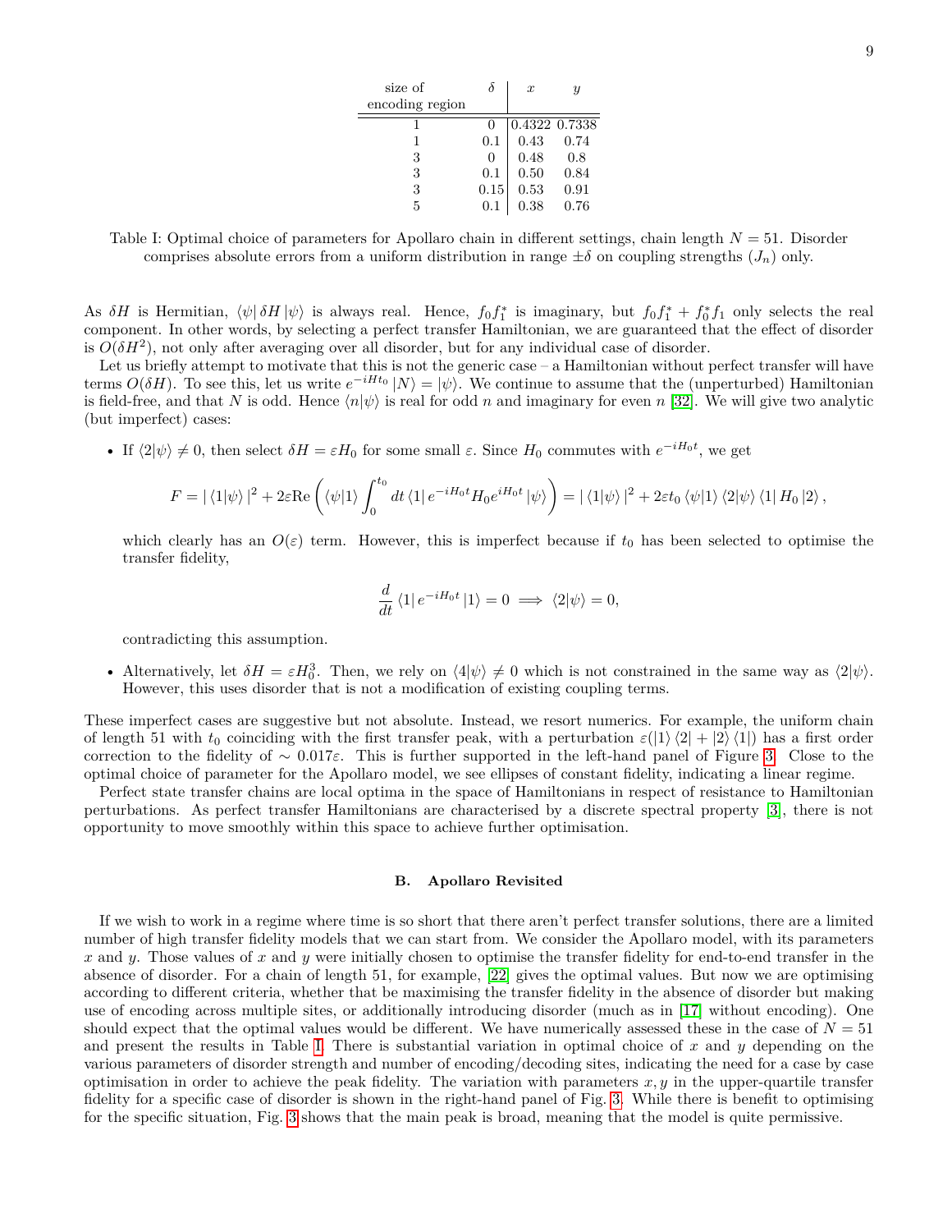| size of encoding region | $\delta$ | $x$ | $y$ |
|---|---|---|---|
| 1 | 0 | 0.4322 | 0.7338 |
| 1 | 0.1 | 0.43 | 0.74 |
| 3 | 0 | 0.48 | 0.8 |
| 3 | 0.1 | 0.50 | 0.84 |
| 3 | 0.15 | 0.53 | 0.91 |
| 5 | 0.1 | 0.38 | 0.76 |

Table I: Optimal choice of parameters for Apollaro chain in different settings, chain length $N = 51$. Disorder comprises absolute errors from a uniform distribution in range $\pm\delta$ on coupling strengths ($J_n$) only.

As $\delta H$ is Hermitian, $\langle\psi|\,\delta H\,|\psi\rangle$ is always real. Hence, $f_0 f_1^*$ is imaginary, but $f_0 f_1^* + f_0^* f_1$ only selects the real component. In other words, by selecting a perfect transfer Hamiltonian, we are guaranteed that the effect of disorder is $O(\delta H^2)$, not only after averaging over all disorder, but for any individual case of disorder.

Let us briefly attempt to motivate that this is not the generic case – a Hamiltonian without perfect transfer will have terms $O(\delta H)$. To see this, let us write $e^{-iHt_0}\,|N\rangle = |\psi\rangle$. We continue to assume that the (unperturbed) Hamiltonian is field-free, and that $N$ is odd. Hence $\langle n|\psi\rangle$ is real for odd $n$ and imaginary for even $n$ [32]. We will give two analytic (but imperfect) cases:

- If $\langle 2|\psi\rangle \neq 0$, then select $\delta H = \varepsilon H_0$ for some small $\varepsilon$. Since $H_0$ commutes with $e^{-iH_0 t}$, we get

$$F = |\,\langle 1|\psi\rangle\,|^2 + 2\varepsilon \text{Re}\left(\langle\psi|1\rangle \int_0^{t_0} dt\, \langle 1|\, e^{-iH_0 t} H_0 e^{iH_0 t}\,|\psi\rangle\right) = |\,\langle 1|\psi\rangle\,|^2 + 2\varepsilon t_0\, \langle\psi|1\rangle\, \langle 2|\psi\rangle\, \langle 1|\, H_0\, |2\rangle\,,$$

  which clearly has an $O(\varepsilon)$ term. However, this is imperfect because if $t_0$ has been selected to optimise the transfer fidelity,

$$\frac{d}{dt}\,\langle 1|\, e^{-iH_0 t}\,|1\rangle = 0 \implies \langle 2|\psi\rangle = 0,$$

  contradicting this assumption.

- Alternatively, let $\delta H = \varepsilon H_0^3$. Then, we rely on $\langle 4|\psi\rangle \neq 0$ which is not constrained in the same way as $\langle 2|\psi\rangle$. However, this uses disorder that is not a modification of existing coupling terms.

These imperfect cases are suggestive but not absolute. Instead, we resort numerics. For example, the uniform chain of length 51 with $t_0$ coinciding with the first transfer peak, with a perturbation $\varepsilon(|1\rangle\,\langle 2| + |2\rangle\,\langle 1|)$ has a first order correction to the fidelity of $\sim 0.017\varepsilon$. This is further supported in the left-hand panel of Figure 3. Close to the optimal choice of parameter for the Apollaro model, we see ellipses of constant fidelity, indicating a linear regime.

Perfect state transfer chains are local optima in the space of Hamiltonians in respect of resistance to Hamiltonian perturbations. As perfect transfer Hamiltonians are characterised by a discrete spectral property [3], there is not opportunity to move smoothly within this space to achieve further optimisation.

### B. Apollaro Revisited

If we wish to work in a regime where time is so short that there aren't perfect transfer solutions, there are a limited number of high transfer fidelity models that we can start from. We consider the Apollaro model, with its parameters $x$ and $y$. Those values of $x$ and $y$ were initially chosen to optimise the transfer fidelity for end-to-end transfer in the absence of disorder. For a chain of length 51, for example, [22] gives the optimal values. But now we are optimising according to different criteria, whether that be maximising the transfer fidelity in the absence of disorder but making use of encoding across multiple sites, or additionally introducing disorder (much as in [17] without encoding). One should expect that the optimal values would be different. We have numerically assessed these in the case of $N = 51$ and present the results in Table I. There is substantial variation in optimal choice of $x$ and $y$ depending on the various parameters of disorder strength and number of encoding/decoding sites, indicating the need for a case by case optimisation in order to achieve the peak fidelity. The variation with parameters $x, y$ in the upper-quartile transfer fidelity for a specific case of disorder is shown in the right-hand panel of Fig. 3. While there is benefit to optimising for the specific situation, Fig. 3 shows that the main peak is broad, meaning that the model is quite permissive.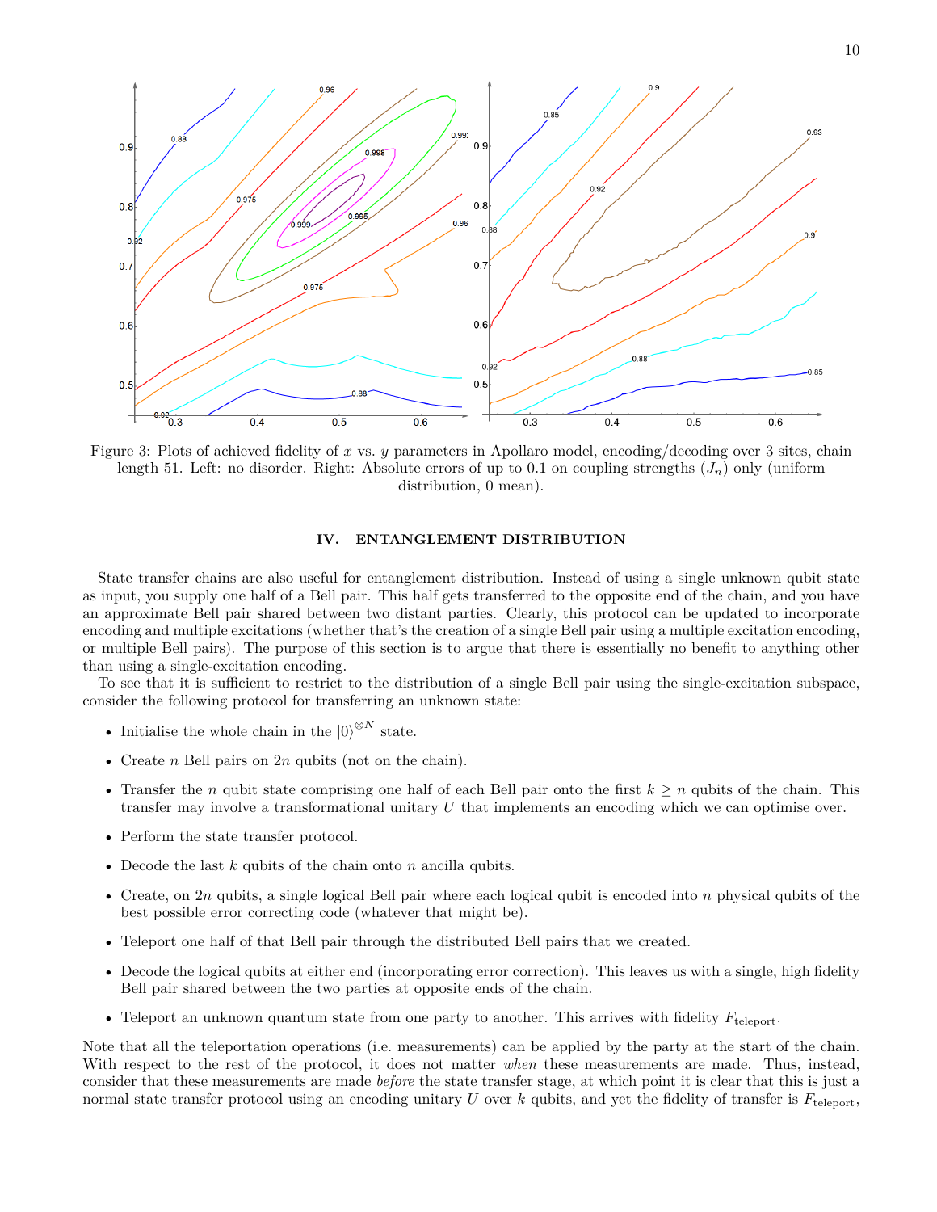Figure 3: Plots of achieved fidelity of $x$ vs. $y$ parameters in Apollaro model, encoding/decoding over 3 sites, chain length 51. Left: no disorder. Right: Absolute errors of up to 0.1 on coupling strengths ($J_n$) only (uniform distribution, 0 mean).

## IV. ENTANGLEMENT DISTRIBUTION

State transfer chains are also useful for entanglement distribution. Instead of using a single unknown qubit state as input, you supply one half of a Bell pair. This half gets transferred to the opposite end of the chain, and you have an approximate Bell pair shared between two distant parties. Clearly, this protocol can be updated to incorporate encoding and multiple excitations (whether that's the creation of a single Bell pair using a multiple excitation encoding, or multiple Bell pairs). The purpose of this section is to argue that there is essentially no benefit to anything other than using a single-excitation encoding.

To see that it is sufficient to restrict to the distribution of a single Bell pair using the single-excitation subspace, consider the following protocol for transferring an unknown state:

- Initialise the whole chain in the $|0\rangle^{\otimes N}$ state.
- Create $n$ Bell pairs on $2n$ qubits (not on the chain).
- Transfer the $n$ qubit state comprising one half of each Bell pair onto the first $k \geq n$ qubits of the chain. This transfer may involve a transformational unitary $U$ that implements an encoding which we can optimise over.
- Perform the state transfer protocol.
- Decode the last $k$ qubits of the chain onto $n$ ancilla qubits.
- Create, on $2n$ qubits, a single logical Bell pair where each logical qubit is encoded into $n$ physical qubits of the best possible error correcting code (whatever that might be).
- Teleport one half of that Bell pair through the distributed Bell pairs that we created.
- Decode the logical qubits at either end (incorporating error correction). This leaves us with a single, high fidelity Bell pair shared between the two parties at opposite ends of the chain.
- Teleport an unknown quantum state from one party to another. This arrives with fidelity $F_{\text{teleport}}$.

Note that all the teleportation operations (i.e. measurements) can be applied by the party at the start of the chain. With respect to the rest of the protocol, it does not matter *when* these measurements are made. Thus, instead, consider that these measurements are made *before* the state transfer stage, at which point it is clear that this is just a normal state transfer protocol using an encoding unitary $U$ over $k$ qubits, and yet the fidelity of transfer is $F_{\text{teleport}}$,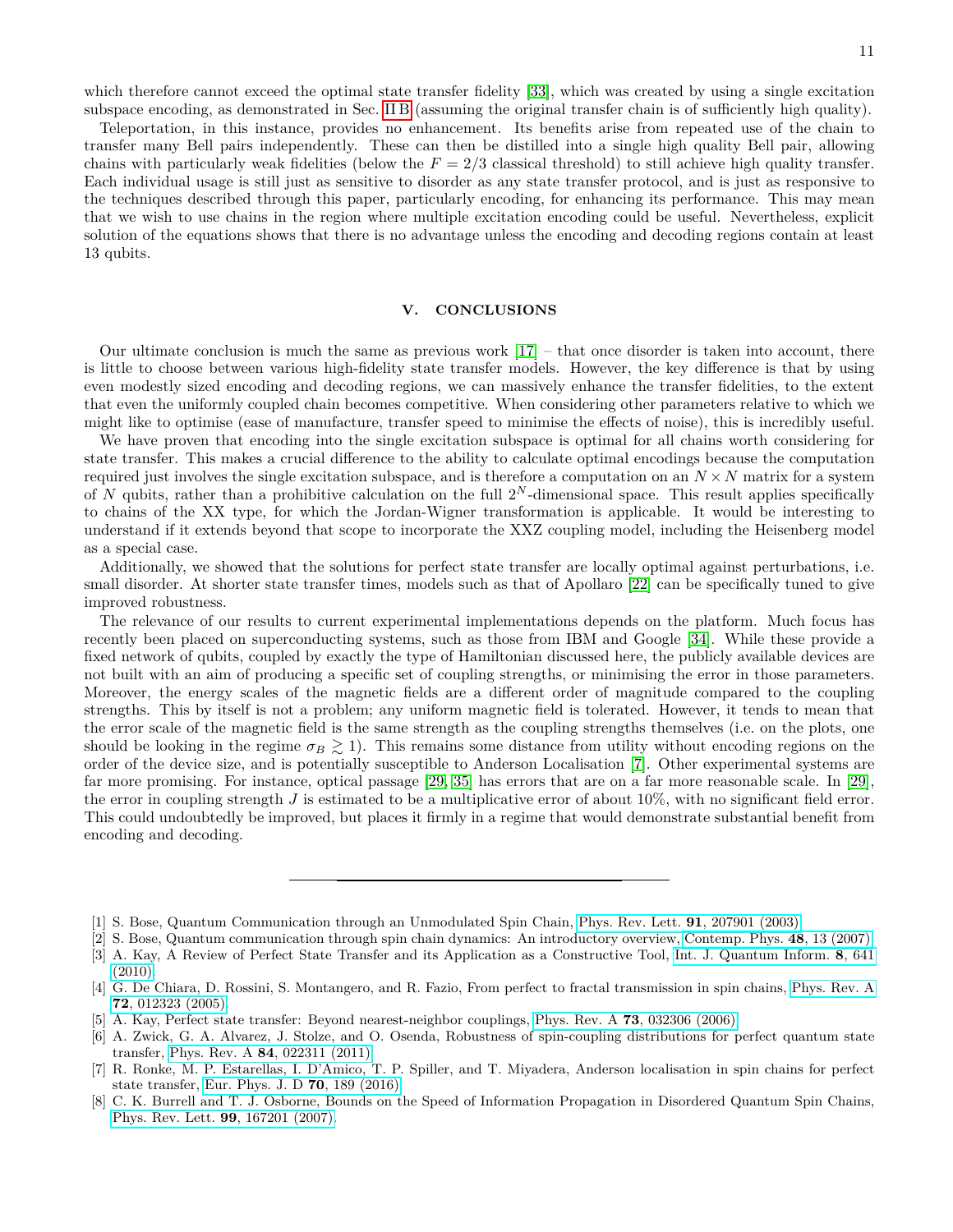which therefore cannot exceed the optimal state transfer fidelity [33], which was created by using a single excitation subspace encoding, as demonstrated in Sec. II B (assuming the original transfer chain is of sufficiently high quality).

Teleportation, in this instance, provides no enhancement. Its benefits arise from repeated use of the chain to transfer many Bell pairs independently. These can then be distilled into a single high quality Bell pair, allowing chains with particularly weak fidelities (below the $F = 2/3$ classical threshold) to still achieve high quality transfer. Each individual usage is still just as sensitive to disorder as any state transfer protocol, and is just as responsive to the techniques described through this paper, particularly encoding, for enhancing its performance. This may mean that we wish to use chains in the region where multiple excitation encoding could be useful. Nevertheless, explicit solution of the equations shows that there is no advantage unless the encoding and decoding regions contain at least 13 qubits.

## V. CONCLUSIONS

Our ultimate conclusion is much the same as previous work [17] – that once disorder is taken into account, there is little to choose between various high-fidelity state transfer models. However, the key difference is that by using even modestly sized encoding and decoding regions, we can massively enhance the transfer fidelities, to the extent that even the uniformly coupled chain becomes competitive. When considering other parameters relative to which we might like to optimise (ease of manufacture, transfer speed to minimise the effects of noise), this is incredibly useful.

We have proven that encoding into the single excitation subspace is optimal for all chains worth considering for state transfer. This makes a crucial difference to the ability to calculate optimal encodings because the computation required just involves the single excitation subspace, and is therefore a computation on an $N \times N$ matrix for a system of $N$ qubits, rather than a prohibitive calculation on the full $2^N$-dimensional space. This result applies specifically to chains of the XX type, for which the Jordan-Wigner transformation is applicable. It would be interesting to understand if it extends beyond that scope to incorporate the XXZ coupling model, including the Heisenberg model as a special case.

Additionally, we showed that the solutions for perfect state transfer are locally optimal against perturbations, i.e. small disorder. At shorter state transfer times, models such as that of Apollaro [22] can be specifically tuned to give improved robustness.

The relevance of our results to current experimental implementations depends on the platform. Much focus has recently been placed on superconducting systems, such as those from IBM and Google [34]. While these provide a fixed network of qubits, coupled by exactly the type of Hamiltonian discussed here, the publicly available devices are not built with an aim of producing a specific set of coupling strengths, or minimising the error in those parameters. Moreover, the energy scales of the magnetic fields are a different order of magnitude compared to the coupling strengths. This by itself is not a problem; any uniform magnetic field is tolerated. However, it tends to mean that the error scale of the magnetic field is the same strength as the coupling strengths themselves (i.e. on the plots, one should be looking in the regime $\sigma_B \gtrsim 1$). This remains some distance from utility without encoding regions on the order of the device size, and is potentially susceptible to Anderson Localisation [7]. Other experimental systems are far more promising. For instance, optical passage [29, 35] has errors that are on a far more reasonable scale. In [29], the error in coupling strength $J$ is estimated to be a multiplicative error of about 10%, with no significant field error. This could undoubtedly be improved, but places it firmly in a regime that would demonstrate substantial benefit from encoding and decoding.

---

[1] S. Bose, Quantum Communication through an Unmodulated Spin Chain, Phys. Rev. Lett. **91**, 207901 (2003).

[2] S. Bose, Quantum communication through spin chain dynamics: An introductory overview, Contemp. Phys. **48**, 13 (2007).

[3] A. Kay, A Review of Perfect State Transfer and its Application as a Constructive Tool, Int. J. Quantum Inform. **8**, 641 (2010).

[4] G. De Chiara, D. Rossini, S. Montangero, and R. Fazio, From perfect to fractal transmission in spin chains, Phys. Rev. A **72**, 012323 (2005).

[5] A. Kay, Perfect state transfer: Beyond nearest-neighbor couplings, Phys. Rev. A **73**, 032306 (2006).

[6] A. Zwick, G. A. Alvarez, J. Stolze, and O. Osenda, Robustness of spin-coupling distributions for perfect quantum state transfer, Phys. Rev. A **84**, 022311 (2011).

[7] R. Ronke, M. P. Estarellas, I. D'Amico, T. P. Spiller, and T. Miyadera, Anderson localisation in spin chains for perfect state transfer, Eur. Phys. J. D **70**, 189 (2016).

[8] C. K. Burrell and T. J. Osborne, Bounds on the Speed of Information Propagation in Disordered Quantum Spin Chains, Phys. Rev. Lett. **99**, 167201 (2007).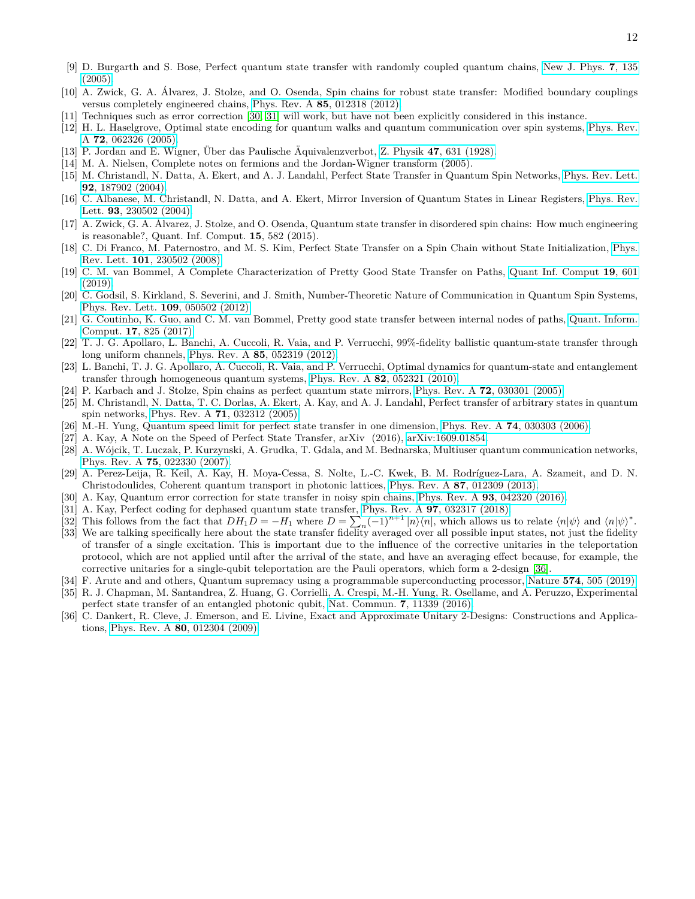[9] D. Burgarth and S. Bose, Perfect quantum state transfer with randomly coupled quantum chains, New J. Phys. **7**, 135 (2005).

[10] A. Zwick, G. A. Álvarez, J. Stolze, and O. Osenda, Spin chains for robust state transfer: Modified boundary couplings versus completely engineered chains, Phys. Rev. A **85**, 012318 (2012).

[11] Techniques such as error correction [30, 31] will work, but have not been explicitly considered in this instance.

[12] H. L. Haselgrove, Optimal state encoding for quantum walks and quantum communication over spin systems, Phys. Rev. A **72**, 062326 (2005).

[13] P. Jordan and E. Wigner, Über das Paulische Äquivalenzverbot, Z. Physik **47**, 631 (1928).

[14] M. A. Nielsen, Complete notes on fermions and the Jordan-Wigner transform (2005).

[15] M. Christandl, N. Datta, A. Ekert, and A. J. Landahl, Perfect State Transfer in Quantum Spin Networks, Phys. Rev. Lett. **92**, 187902 (2004).

[16] C. Albanese, M. Christandl, N. Datta, and A. Ekert, Mirror Inversion of Quantum States in Linear Registers, Phys. Rev. Lett. **93**, 230502 (2004).

[17] A. Zwick, G. A. Álvarez, J. Stolze, and O. Osenda, Quantum state transfer in disordered spin chains: How much engineering is reasonable?, Quant. Inf. Comput. **15**, 582 (2015).

[18] C. Di Franco, M. Paternostro, and M. S. Kim, Perfect State Transfer on a Spin Chain without State Initialization, Phys. Rev. Lett. **101**, 230502 (2008).

[19] C. M. van Bommel, A Complete Characterization of Pretty Good State Transfer on Paths, Quant Inf. Comput **19**, 601 (2019).

[20] C. Godsil, S. Kirkland, S. Severini, and J. Smith, Number-Theoretic Nature of Communication in Quantum Spin Systems, Phys. Rev. Lett. **109**, 050502 (2012).

[21] G. Coutinho, K. Guo, and C. M. van Bommel, Pretty good state transfer between internal nodes of paths, Quant. Inform. Comput. **17**, 825 (2017).

[22] T. J. G. Apollaro, L. Banchi, A. Cuccoli, R. Vaia, and P. Verrucchi, 99%-fidelity ballistic quantum-state transfer through long uniform channels, Phys. Rev. A **85**, 052319 (2012).

[23] L. Banchi, T. J. G. Apollaro, A. Cuccoli, R. Vaia, and P. Verrucchi, Optimal dynamics for quantum-state and entanglement transfer through homogeneous quantum systems, Phys. Rev. A **82**, 052321 (2010).

[24] P. Karbach and J. Stolze, Spin chains as perfect quantum state mirrors, Phys. Rev. A **72**, 030301 (2005).

[25] M. Christandl, N. Datta, T. C. Dorlas, A. Ekert, A. Kay, and A. J. Landahl, Perfect transfer of arbitrary states in quantum spin networks, Phys. Rev. A **71**, 032312 (2005).

[26] M.-H. Yung, Quantum speed limit for perfect state transfer in one dimension, Phys. Rev. A **74**, 030303 (2006).

[27] A. Kay, A Note on the Speed of Perfect State Transfer, arXiv (2016), arXiv:1609.01854.

[28] A. Wójcik, T. Luczak, P. Kurzynski, A. Grudka, T. Gdala, and M. Bednarska, Multiuser quantum communication networks, Phys. Rev. A **75**, 022330 (2007).

[29] A. Perez-Leija, R. Keil, A. Kay, H. Moya-Cessa, S. Nolte, L.-C. Kwek, B. M. Rodríguez-Lara, A. Szameit, and D. N. Christodoulides, Coherent quantum transport in photonic lattices, Phys. Rev. A **87**, 012309 (2013).

[30] A. Kay, Quantum error correction for state transfer in noisy spin chains, Phys. Rev. A **93**, 042320 (2016).

[31] A. Kay, Perfect coding for dephased quantum state transfer, Phys. Rev. A **97**, 032317 (2018).

[32] This follows from the fact that $DH_1D = -H_1$ where $D = \sum_n (-1)^{n+1} |n\rangle\langle n|$, which allows us to relate $\langle n|\psi\rangle$ and $\langle n|\psi\rangle^*$.

[33] We are talking specifically here about the state transfer fidelity averaged over all possible input states, not just the fidelity of transfer of a single excitation. This is important due to the influence of the corrective unitaries in the teleportation protocol, which are not applied until after the arrival of the state, and have an averaging effect because, for example, the corrective unitaries for a single-qubit teleportation are the Pauli operators, which form a 2-design [36].

[34] F. Arute and and others, Quantum supremacy using a programmable superconducting processor, Nature **574**, 505 (2019).

[35] R. J. Chapman, M. Santandrea, Z. Huang, G. Corrielli, A. Crespi, M.-H. Yung, R. Osellame, and A. Peruzzo, Experimental perfect state transfer of an entangled photonic qubit, Nat. Commun. **7**, 11339 (2016).

[36] C. Dankert, R. Cleve, J. Emerson, and E. Livine, Exact and Approximate Unitary 2-Designs: Constructions and Applications, Phys. Rev. A **80**, 012304 (2009).